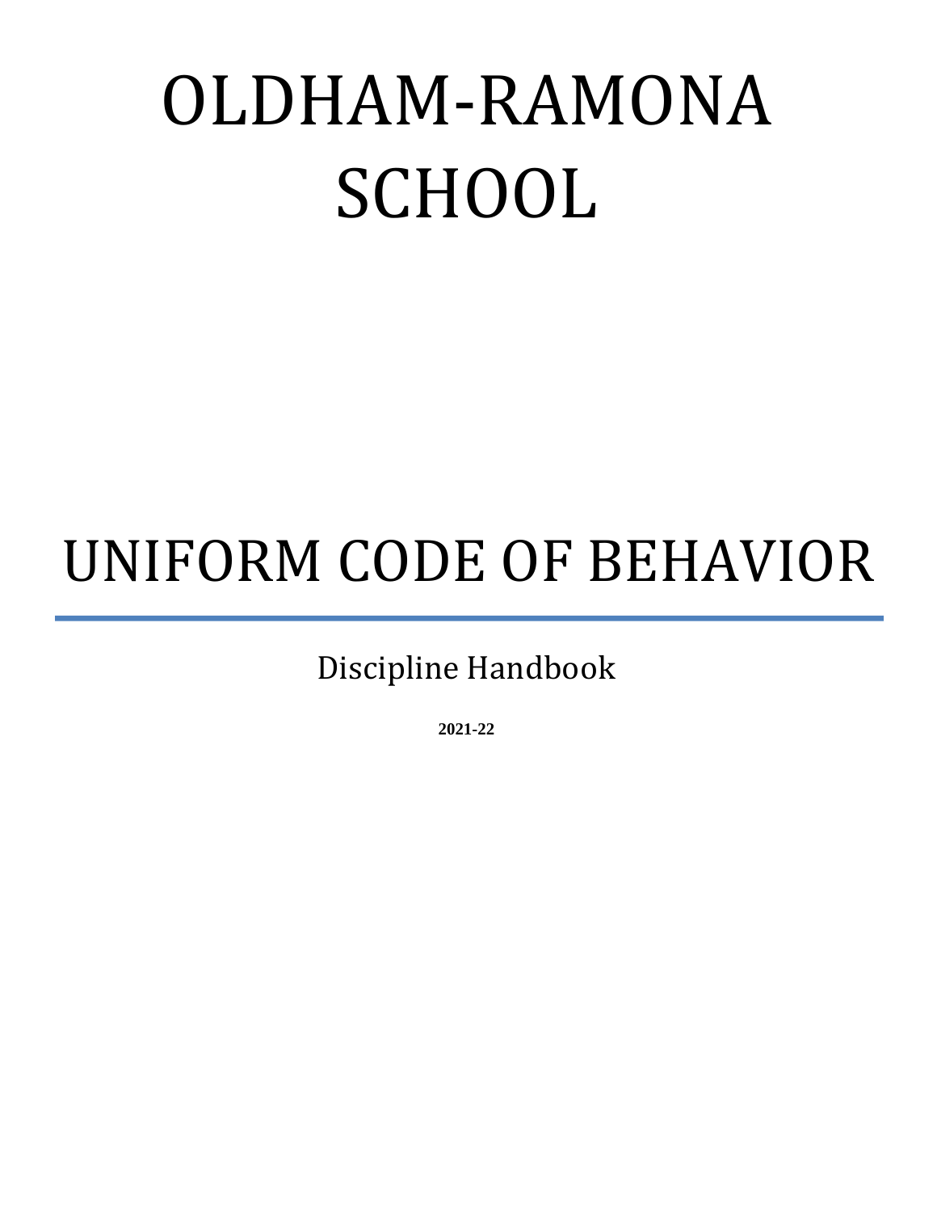# OLDHAM-RAMONA SCHOOL

# UNIFORM CODE OF BEHAVIOR

## Discipline Handbook

**2021-22**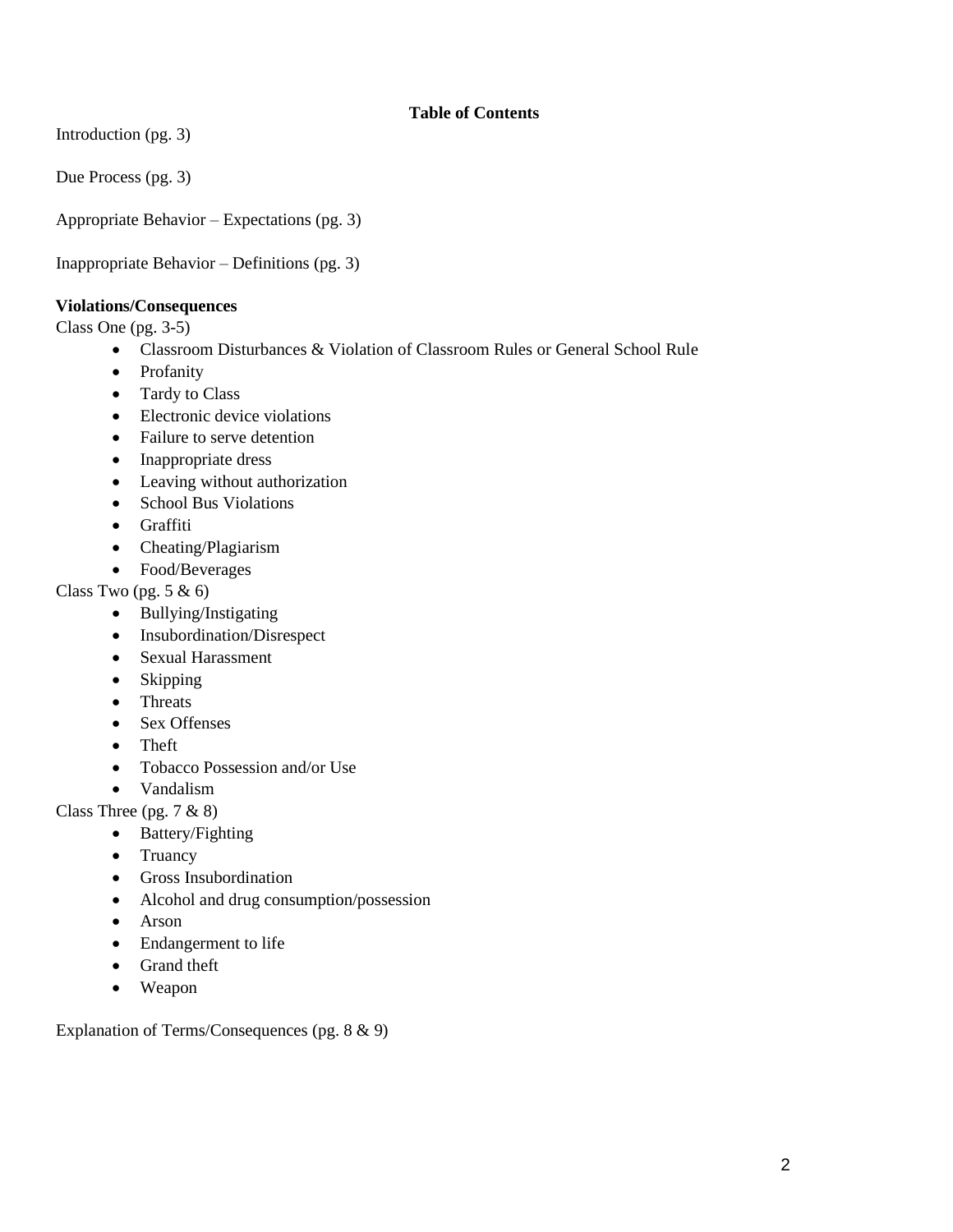## Table of Contents

Introduction (pg. 3)

Due Process (pg. 3)

Appropriate Behavior – Expectations (pg. 3)

Inappropriate Behavior – Definitions (pg. 3)

**Violations/Consequences**

Class One (pg. 3-5)

- Classroom Disturbances & Violation of Classroom Rules or General School Rule
- Profanity
- Tardy to Class
- Electronic device violations
- Failure to serve detention
- Inappropriate dress
- Leaving without authorization
- School Bus Violations
- Graffiti
- Cheating/Plagiarism
- Food/Beverages

Class Two (pg. 5 & 6)

- Bullying/Instigating
- Insubordination/Disrespect
- Sexual Harassment
- Skipping
- Threats
- Sex Offenses
- Theft
- Tobacco Possession and/or Use
- Vandalism

Class Three (pg. 7 & 8)

- Battery/Fighting
- Truancy
- Gross Insubordination
- Alcohol and drug consumption/possession
- Arson
- Endangerment to life
- Grand theft
- Weapon

Explanation of Terms/Consequences (pg. 8 & 9)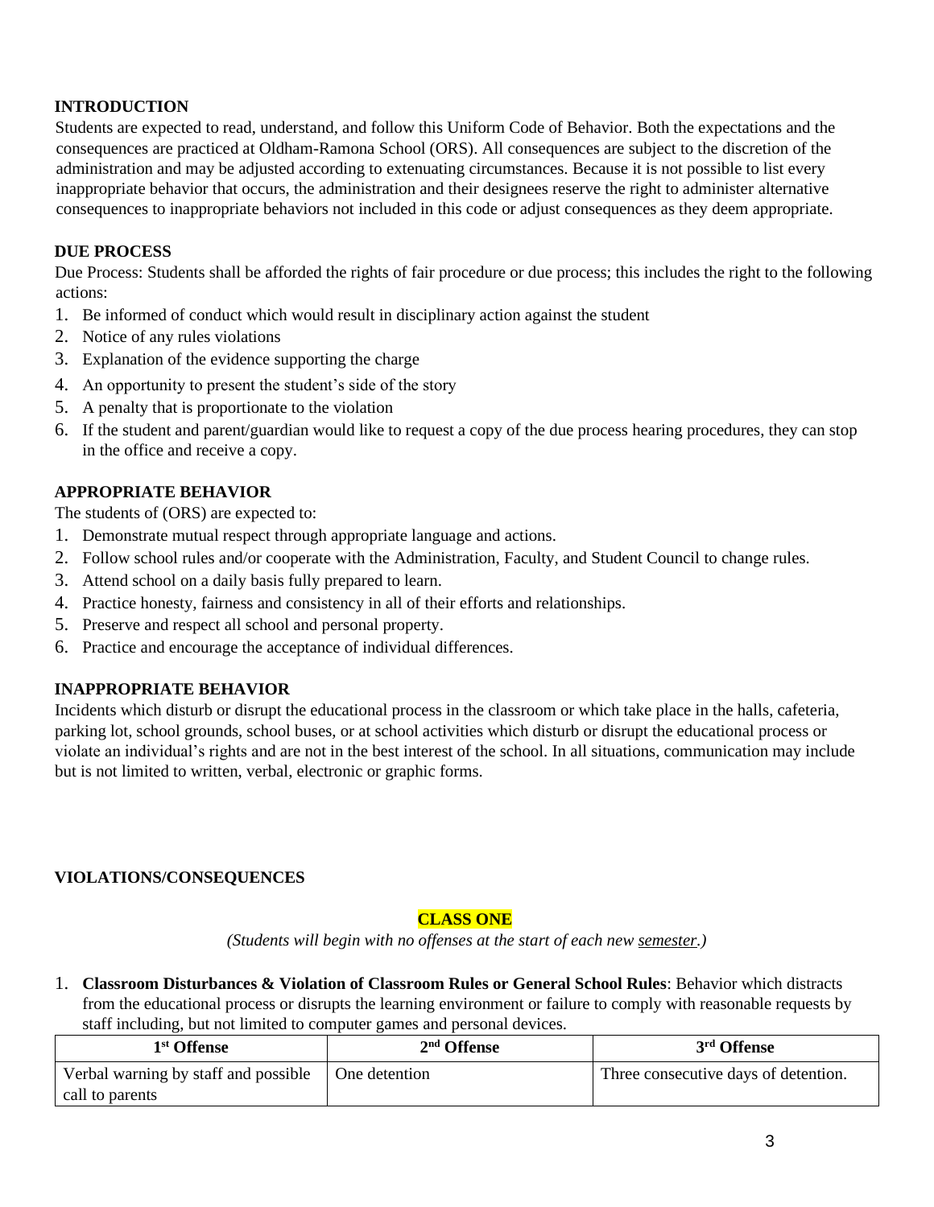## INTRODUCTION

Students are expected to read, understand, and follow this Uniform Code of Behavior. Both the expectations and the consequences are practiced at Oldham-Ramona School (ORS). All consequences are subject to the discretion of the administration and may be adjusted according to extenuating circumstances. Because it is not possible to list every inappropriate behavior that occurs, the administration and their designees reserve the right to administer alternative consequences to inappropriate behaviors not included in this code or adjust consequences as they deem appropriate.

## DUE PROCESS

Due Process: Students shall be afforded the rights of fair procedure or due process; this includes the right to the following actions:

1. Be informed of conduct which would result in disciplinary action against the student
2. Notice of any rules violations
3. Explanation of the evidence supporting the charge
4. An opportunity to present the student's side of the story
5. A penalty that is proportionate to the violation
6. If the student and parent/guardian would like to request a copy of the due process hearing procedures, they can stop in the office and receive a copy.

## APPROPRIATE BEHAVIOR

The students of (ORS) are expected to:

1. Demonstrate mutual respect through appropriate language and actions.
2. Follow school rules and/or cooperate with the Administration, Faculty, and Student Council to change rules.
3. Attend school on a daily basis fully prepared to learn.
4. Practice honesty, fairness and consistency in all of their efforts and relationships.
5. Preserve and respect all school and personal property.
6. Practice and encourage the acceptance of individual differences.

## INAPPROPRIATE BEHAVIOR

Incidents which disturb or disrupt the educational process in the classroom or which take place in the halls, cafeteria, parking lot, school grounds, school buses, or at school activities which disturb or disrupt the educational process or violate an individual's rights and are not in the best interest of the school. In all situations, communication may include but is not limited to written, verbal, electronic or graphic forms.

## VIOLATIONS/CONSEQUENCES

### CLASS ONE

*(Students will begin with no offenses at the start of each new semester.)*

1. **Classroom Disturbances & Violation of Classroom Rules or General School Rules**: Behavior which distracts from the educational process or disrupts the learning environment or failure to comply with reasonable requests by staff including, but not limited to computer games and personal devices.

| 1st Offense | 2nd Offense | 3rd Offense |
|---|---|---|
| Verbal warning by staff and possible call to parents | One detention | Three consecutive days of detention. |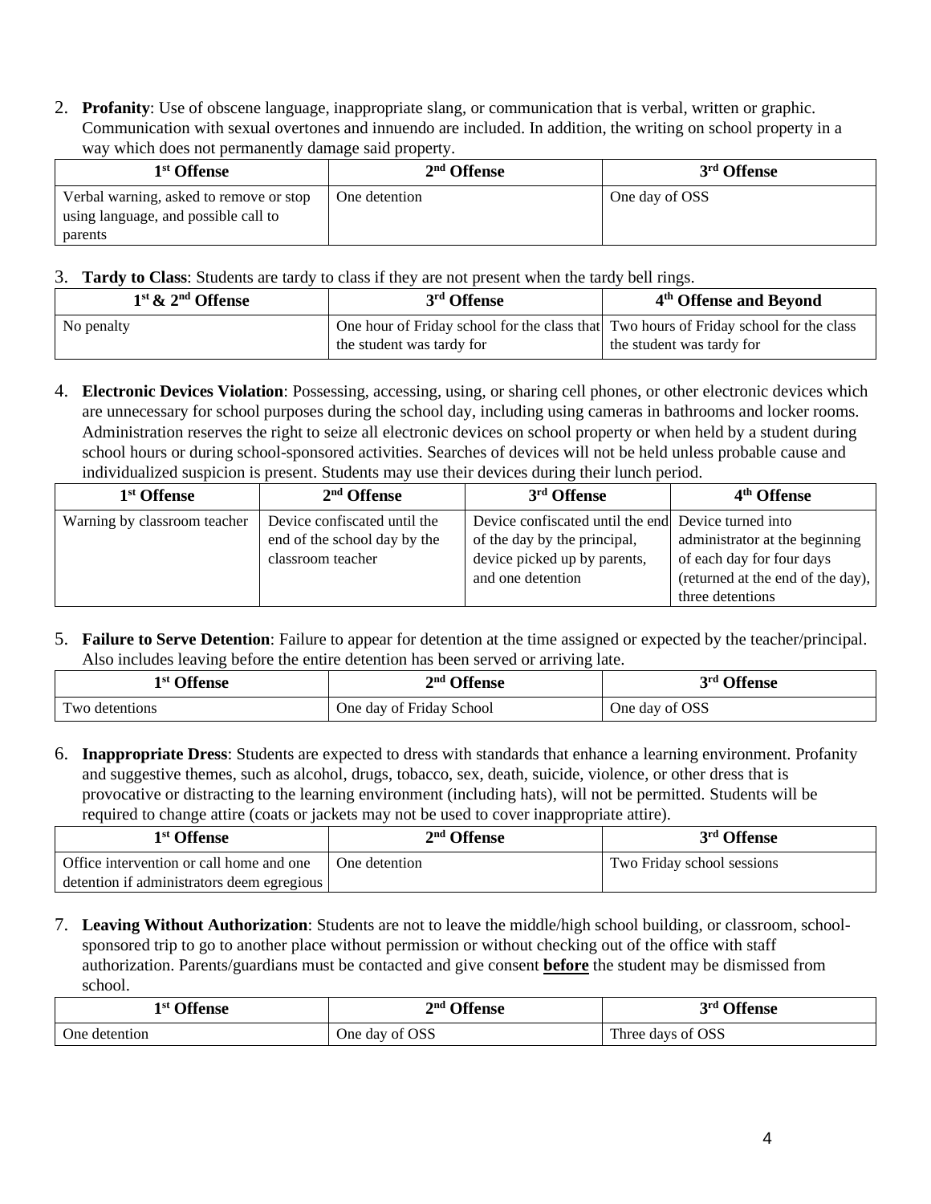2. **Profanity**: Use of obscene language, inappropriate slang, or communication that is verbal, written or graphic. Communication with sexual overtones and innuendo are included. In addition, the writing on school property in a way which does not permanently damage said property.

| 1st Offense | 2nd Offense | 3rd Offense |
|---|---|---|
| Verbal warning, asked to remove or stop using language, and possible call to parents | One detention | One day of OSS |

3. **Tardy to Class**: Students are tardy to class if they are not present when the tardy bell rings.

| 1st & 2nd Offense | 3rd Offense | 4th Offense and Beyond |
|---|---|---|
| No penalty | One hour of Friday school for the class that the student was tardy for | Two hours of Friday school for the class the student was tardy for |

4. **Electronic Devices Violation**: Possessing, accessing, using, or sharing cell phones, or other electronic devices which are unnecessary for school purposes during the school day, including using cameras in bathrooms and locker rooms. Administration reserves the right to seize all electronic devices on school property or when held by a student during school hours or during school-sponsored activities. Searches of devices will not be held unless probable cause and individualized suspicion is present. Students may use their devices during their lunch period.

| 1st Offense | 2nd Offense | 3rd Offense | 4th Offense |
|---|---|---|---|
| Warning by classroom teacher | Device confiscated until the end of the school day by the classroom teacher | Device confiscated until the end of the day by the principal, device picked up by parents, and one detention | Device turned into administrator at the beginning of each day for four days (returned at the end of the day), three detentions |

5. **Failure to Serve Detention**: Failure to appear for detention at the time assigned or expected by the teacher/principal. Also includes leaving before the entire detention has been served or arriving late.

| 1st Offense | 2nd Offense | 3rd Offense |
|---|---|---|
| Two detentions | One day of Friday School | One day of OSS |

6. **Inappropriate Dress**: Students are expected to dress with standards that enhance a learning environment. Profanity and suggestive themes, such as alcohol, drugs, tobacco, sex, death, suicide, violence, or other dress that is provocative or distracting to the learning environment (including hats), will not be permitted. Students will be required to change attire (coats or jackets may not be used to cover inappropriate attire).

| 1st Offense | 2nd Offense | 3rd Offense |
|---|---|---|
| Office intervention or call home and one detention if administrators deem egregious | One detention | Two Friday school sessions |

7. **Leaving Without Authorization**: Students are not to leave the middle/high school building, or classroom, school-sponsored trip to go to another place without permission or without checking out of the office with staff authorization. Parents/guardians must be contacted and give consent **before** the student may be dismissed from school.

| 1st Offense | 2nd Offense | 3rd Offense |
|---|---|---|
| One detention | One day of OSS | Three days of OSS |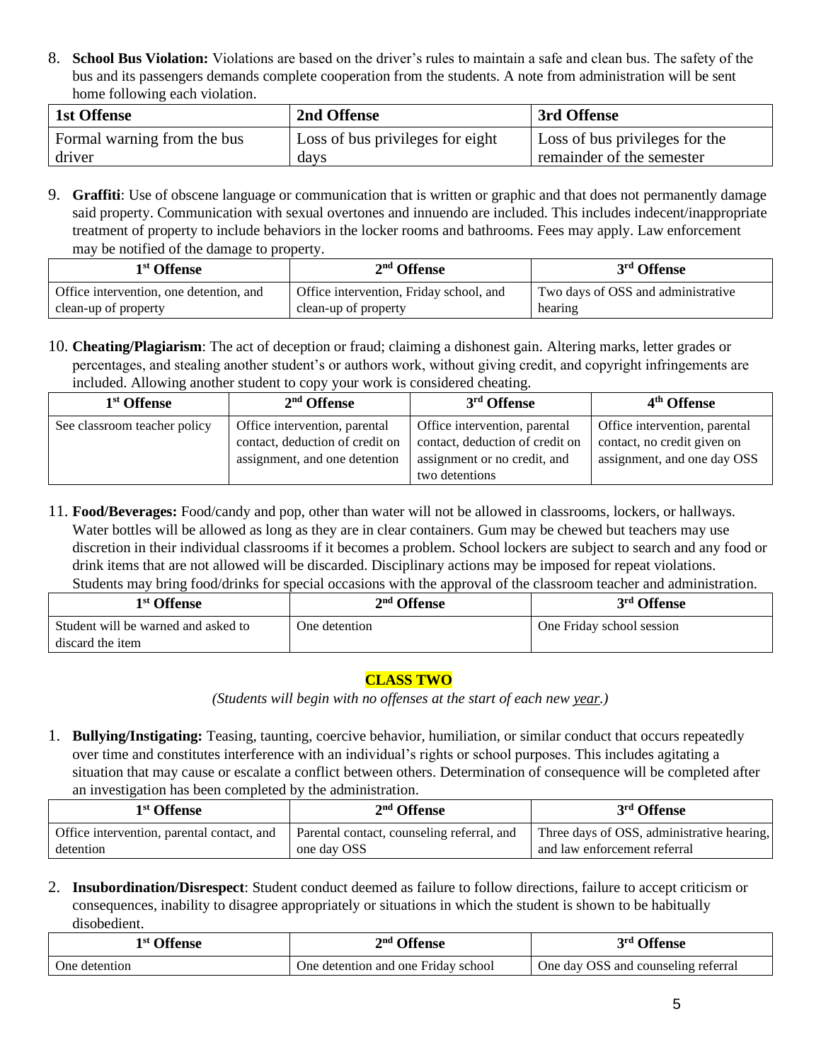8. **School Bus Violation:** Violations are based on the driver's rules to maintain a safe and clean bus. The safety of the bus and its passengers demands complete cooperation from the students. A note from administration will be sent home following each violation.

| 1st Offense | 2nd Offense | 3rd Offense |
|---|---|---|
| Formal warning from the bus driver | Loss of bus privileges for eight days | Loss of bus privileges for the remainder of the semester |

9. **Graffiti**: Use of obscene language or communication that is written or graphic and that does not permanently damage said property. Communication with sexual overtones and innuendo are included. This includes indecent/inappropriate treatment of property to include behaviors in the locker rooms and bathrooms. Fees may apply. Law enforcement may be notified of the damage to property.

| 1st Offense | 2nd Offense | 3rd Offense |
|---|---|---|
| Office intervention, one detention, and clean-up of property | Office intervention, Friday school, and clean-up of property | Two days of OSS and administrative hearing |

10. **Cheating/Plagiarism**: The act of deception or fraud; claiming a dishonest gain. Altering marks, letter grades or percentages, and stealing another student's or authors work, without giving credit, and copyright infringements are included. Allowing another student to copy your work is considered cheating.

| 1st Offense | 2nd Offense | 3rd Offense | 4th Offense |
|---|---|---|---|
| See classroom teacher policy | Office intervention, parental contact, deduction of credit on assignment, and one detention | Office intervention, parental contact, deduction of credit on assignment or no credit, and two detentions | Office intervention, parental contact, no credit given on assignment, and one day OSS |

11. **Food/Beverages:** Food/candy and pop, other than water will not be allowed in classrooms, lockers, or hallways. Water bottles will be allowed as long as they are in clear containers. Gum may be chewed but teachers may use discretion in their individual classrooms if it becomes a problem. School lockers are subject to search and any food or drink items that are not allowed will be discarded. Disciplinary actions may be imposed for repeat violations. Students may bring food/drinks for special occasions with the approval of the classroom teacher and administration.

| 1st Offense | 2nd Offense | 3rd Offense |
|---|---|---|
| Student will be warned and asked to discard the item | One detention | One Friday school session |

## CLASS TWO

*(Students will begin with no offenses at the start of each new year.)*

1. **Bullying/Instigating:** Teasing, taunting, coercive behavior, humiliation, or similar conduct that occurs repeatedly over time and constitutes interference with an individual's rights or school purposes. This includes agitating a situation that may cause or escalate a conflict between others. Determination of consequence will be completed after an investigation has been completed by the administration.

| 1st Offense | 2nd Offense | 3rd Offense |
|---|---|---|
| Office intervention, parental contact, and detention | Parental contact, counseling referral, and one day OSS | Three days of OSS, administrative hearing, and law enforcement referral |

2. **Insubordination/Disrespect**: Student conduct deemed as failure to follow directions, failure to accept criticism or consequences, inability to disagree appropriately or situations in which the student is shown to be habitually disobedient.

| 1st Offense | 2nd Offense | 3rd Offense |
|---|---|---|
| One detention | One detention and one Friday school | One day OSS and counseling referral |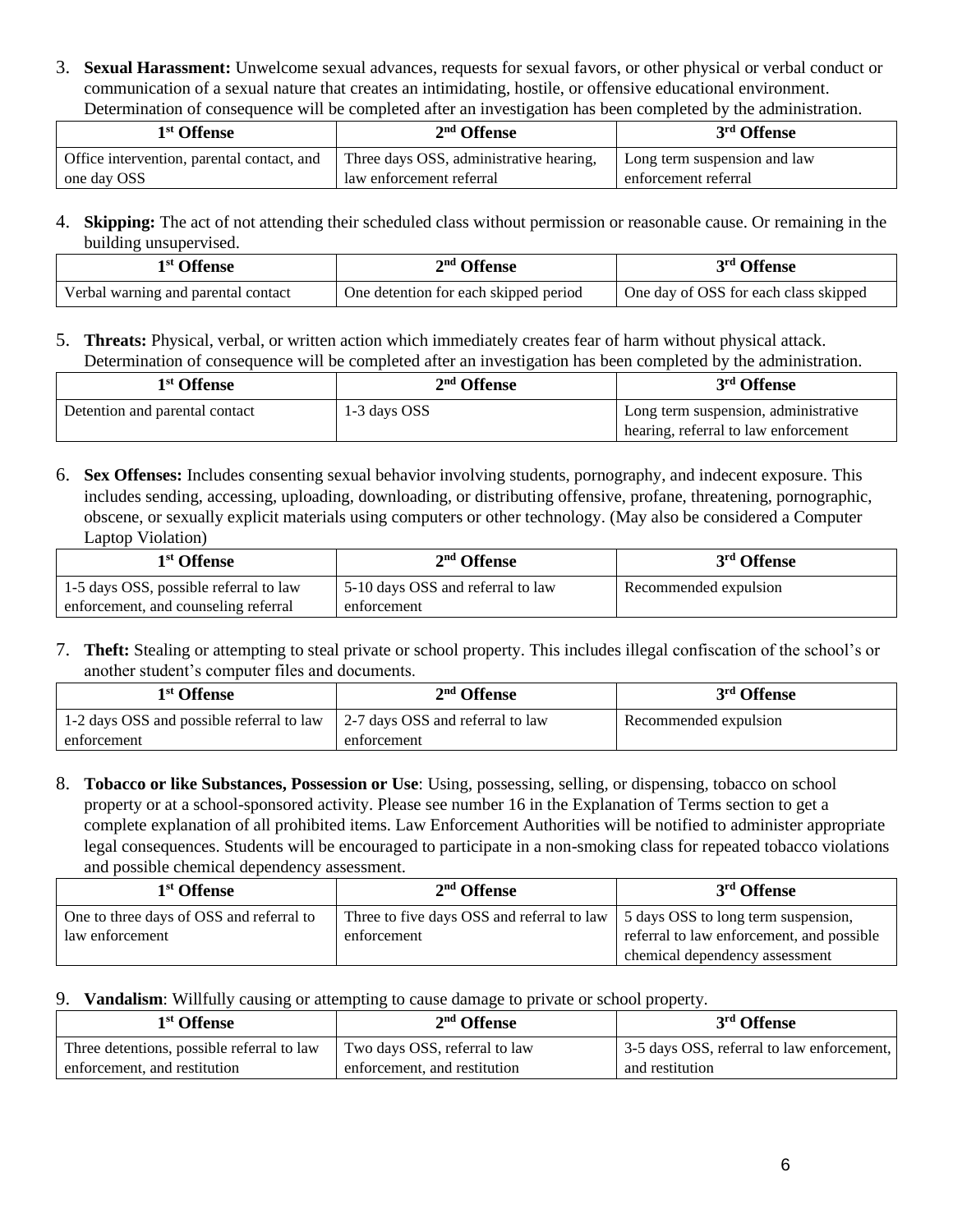3. **Sexual Harassment:** Unwelcome sexual advances, requests for sexual favors, or other physical or verbal conduct or communication of a sexual nature that creates an intimidating, hostile, or offensive educational environment. Determination of consequence will be completed after an investigation has been completed by the administration.

| 1st Offense | 2nd Offense | 3rd Offense |
|---|---|---|
| Office intervention, parental contact, and one day OSS | Three days OSS, administrative hearing, law enforcement referral | Long term suspension and law enforcement referral |

4. **Skipping:** The act of not attending their scheduled class without permission or reasonable cause. Or remaining in the building unsupervised.

| 1st Offense | 2nd Offense | 3rd Offense |
|---|---|---|
| Verbal warning and parental contact | One detention for each skipped period | One day of OSS for each class skipped |

5. **Threats:** Physical, verbal, or written action which immediately creates fear of harm without physical attack. Determination of consequence will be completed after an investigation has been completed by the administration.

| 1st Offense | 2nd Offense | 3rd Offense |
|---|---|---|
| Detention and parental contact | 1-3 days OSS | Long term suspension, administrative hearing, referral to law enforcement |

6. **Sex Offenses:** Includes consenting sexual behavior involving students, pornography, and indecent exposure. This includes sending, accessing, uploading, downloading, or distributing offensive, profane, threatening, pornographic, obscene, or sexually explicit materials using computers or other technology. (May also be considered a Computer Laptop Violation)

| 1st Offense | 2nd Offense | 3rd Offense |
|---|---|---|
| 1-5 days OSS, possible referral to law enforcement, and counseling referral | 5-10 days OSS and referral to law enforcement | Recommended expulsion |

7. **Theft:** Stealing or attempting to steal private or school property. This includes illegal confiscation of the school's or another student's computer files and documents.

| 1st Offense | 2nd Offense | 3rd Offense |
|---|---|---|
| 1-2 days OSS and possible referral to law enforcement | 2-7 days OSS and referral to law enforcement | Recommended expulsion |

8. **Tobacco or like Substances, Possession or Use**: Using, possessing, selling, or dispensing, tobacco on school property or at a school-sponsored activity. Please see number 16 in the Explanation of Terms section to get a complete explanation of all prohibited items. Law Enforcement Authorities will be notified to administer appropriate legal consequences. Students will be encouraged to participate in a non-smoking class for repeated tobacco violations and possible chemical dependency assessment.

| 1st Offense | 2nd Offense | 3rd Offense |
|---|---|---|
| One to three days of OSS and referral to law enforcement | Three to five days OSS and referral to law enforcement | 5 days OSS to long term suspension, referral to law enforcement, and possible chemical dependency assessment |

9. **Vandalism**: Willfully causing or attempting to cause damage to private or school property.

| 1st Offense | 2nd Offense | 3rd Offense |
|---|---|---|
| Three detentions, possible referral to law enforcement, and restitution | Two days OSS, referral to law enforcement, and restitution | 3-5 days OSS, referral to law enforcement, and restitution |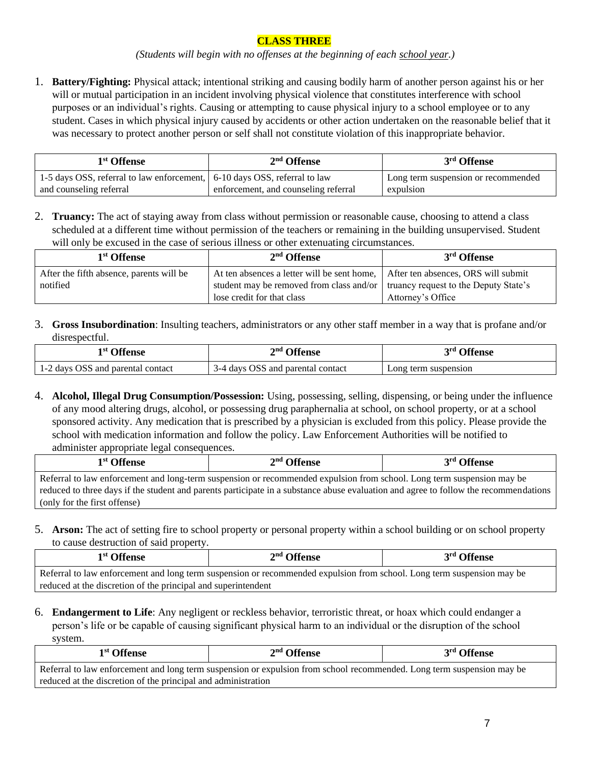## CLASS THREE

*(Students will begin with no offenses at the beginning of each school year.)*

1. **Battery/Fighting:** Physical attack; intentional striking and causing bodily harm of another person against his or her will or mutual participation in an incident involving physical violence that constitutes interference with school purposes or an individual's rights. Causing or attempting to cause physical injury to a school employee or to any student. Cases in which physical injury caused by accidents or other action undertaken on the reasonable belief that it was necessary to protect another person or self shall not constitute violation of this inappropriate behavior.

| 1st Offense | 2nd Offense | 3rd Offense |
|---|---|---|
| 1-5 days OSS, referral to law enforcement, and counseling referral | 6-10 days OSS, referral to law enforcement, and counseling referral | Long term suspension or recommended expulsion |

2. **Truancy:** The act of staying away from class without permission or reasonable cause, choosing to attend a class scheduled at a different time without permission of the teachers or remaining in the building unsupervised. Student will only be excused in the case of serious illness or other extenuating circumstances.

| 1st Offense | 2nd Offense | 3rd Offense |
|---|---|---|
| After the fifth absence, parents will be notified | At ten absences a letter will be sent home, student may be removed from class and/or lose credit for that class | After ten absences, ORS will submit truancy request to the Deputy State's Attorney's Office |

3. **Gross Insubordination**: Insulting teachers, administrators or any other staff member in a way that is profane and/or disrespectful.

| 1st Offense | 2nd Offense | 3rd Offense |
|---|---|---|
| 1-2 days OSS and parental contact | 3-4 days OSS and parental contact | Long term suspension |

4. **Alcohol, Illegal Drug Consumption/Possession:** Using, possessing, selling, dispensing, or being under the influence of any mood altering drugs, alcohol, or possessing drug paraphernalia at school, on school property, or at a school sponsored activity. Any medication that is prescribed by a physician is excluded from this policy. Please provide the school with medication information and follow the policy. Law Enforcement Authorities will be notified to administer appropriate legal consequences.

| 1st Offense | 2nd Offense | 3rd Offense |
|---|---|---|
| Referral to law enforcement and long-term suspension or recommended expulsion from school. Long term suspension may be reduced to three days if the student and parents participate in a substance abuse evaluation and agree to follow the recommendations (only for the first offense) | | |

5. **Arson:** The act of setting fire to school property or personal property within a school building or on school property to cause destruction of said property.

| 1st Offense | 2nd Offense | 3rd Offense |
|---|---|---|
| Referral to law enforcement and long term suspension or recommended expulsion from school. Long term suspension may be reduced at the discretion of the principal and superintendent | | |

6. **Endangerment to Life**: Any negligent or reckless behavior, terroristic threat, or hoax which could endanger a person's life or be capable of causing significant physical harm to an individual or the disruption of the school system.

| 1st Offense | 2nd Offense | 3rd Offense |
|---|---|---|
| Referral to law enforcement and long term suspension or expulsion from school recommended. Long term suspension may be reduced at the discretion of the principal and administration | | |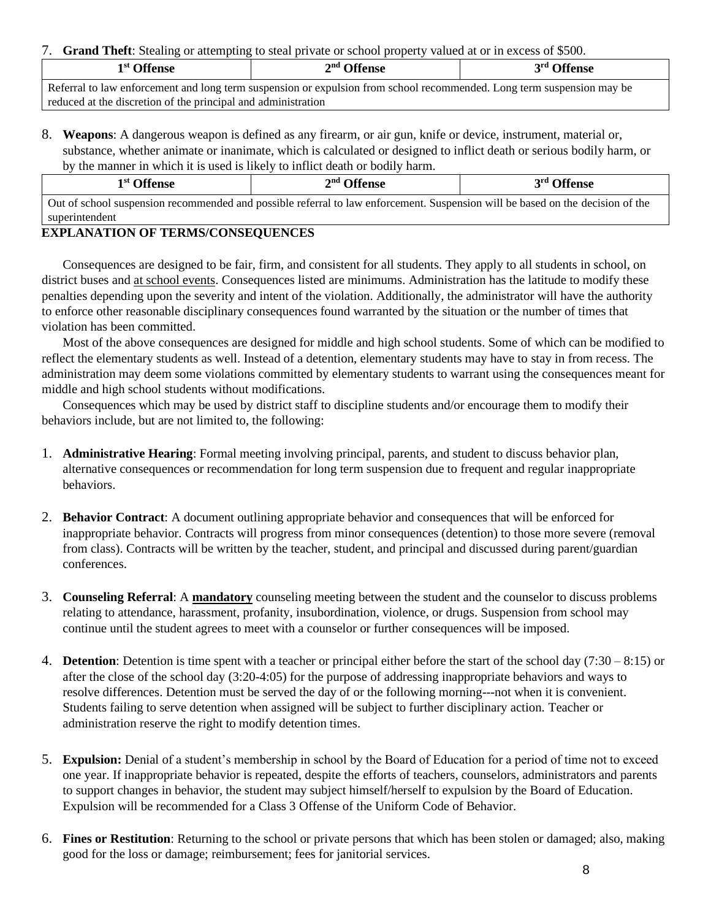7. **Grand Theft**: Stealing or attempting to steal private or school property valued at or in excess of $500.

| 1st Offense | 2nd Offense | 3rd Offense |
|---|---|---|
| Referral to law enforcement and long term suspension or expulsion from school recommended. Long term suspension may be reduced at the discretion of the principal and administration | | |

8. **Weapons**: A dangerous weapon is defined as any firearm, or air gun, knife or device, instrument, material or, substance, whether animate or inanimate, which is calculated or designed to inflict death or serious bodily harm, or by the manner in which it is used is likely to inflict death or bodily harm.

| 1st Offense | 2nd Offense | 3rd Offense |
|---|---|---|
| Out of school suspension recommended and possible referral to law enforcement. Suspension will be based on the decision of the superintendent | | |

**EXPLANATION OF TERMS/CONSEQUENCES**

Consequences are designed to be fair, firm, and consistent for all students. They apply to all students in school, on district buses and at school events. Consequences listed are minimums. Administration has the latitude to modify these penalties depending upon the severity and intent of the violation. Additionally, the administrator will have the authority to enforce other reasonable disciplinary consequences found warranted by the situation or the number of times that violation has been committed.

Most of the above consequences are designed for middle and high school students. Some of which can be modified to reflect the elementary students as well. Instead of a detention, elementary students may have to stay in from recess. The administration may deem some violations committed by elementary students to warrant using the consequences meant for middle and high school students without modifications.

Consequences which may be used by district staff to discipline students and/or encourage them to modify their behaviors include, but are not limited to, the following:

1. **Administrative Hearing**: Formal meeting involving principal, parents, and student to discuss behavior plan, alternative consequences or recommendation for long term suspension due to frequent and regular inappropriate behaviors.

2. **Behavior Contract**: A document outlining appropriate behavior and consequences that will be enforced for inappropriate behavior. Contracts will progress from minor consequences (detention) to those more severe (removal from class). Contracts will be written by the teacher, student, and principal and discussed during parent/guardian conferences.

3. **Counseling Referral**: A **mandatory** counseling meeting between the student and the counselor to discuss problems relating to attendance, harassment, profanity, insubordination, violence, or drugs. Suspension from school may continue until the student agrees to meet with a counselor or further consequences will be imposed.

4. **Detention**: Detention is time spent with a teacher or principal either before the start of the school day (7:30 – 8:15) or after the close of the school day (3:20-4:05) for the purpose of addressing inappropriate behaviors and ways to resolve differences. Detention must be served the day of or the following morning---not when it is convenient. Students failing to serve detention when assigned will be subject to further disciplinary action. Teacher or administration reserve the right to modify detention times.

5. **Expulsion:** Denial of a student's membership in school by the Board of Education for a period of time not to exceed one year. If inappropriate behavior is repeated, despite the efforts of teachers, counselors, administrators and parents to support changes in behavior, the student may subject himself/herself to expulsion by the Board of Education. Expulsion will be recommended for a Class 3 Offense of the Uniform Code of Behavior.

6. **Fines or Restitution**: Returning to the school or private persons that which has been stolen or damaged; also, making good for the loss or damage; reimbursement; fees for janitorial services.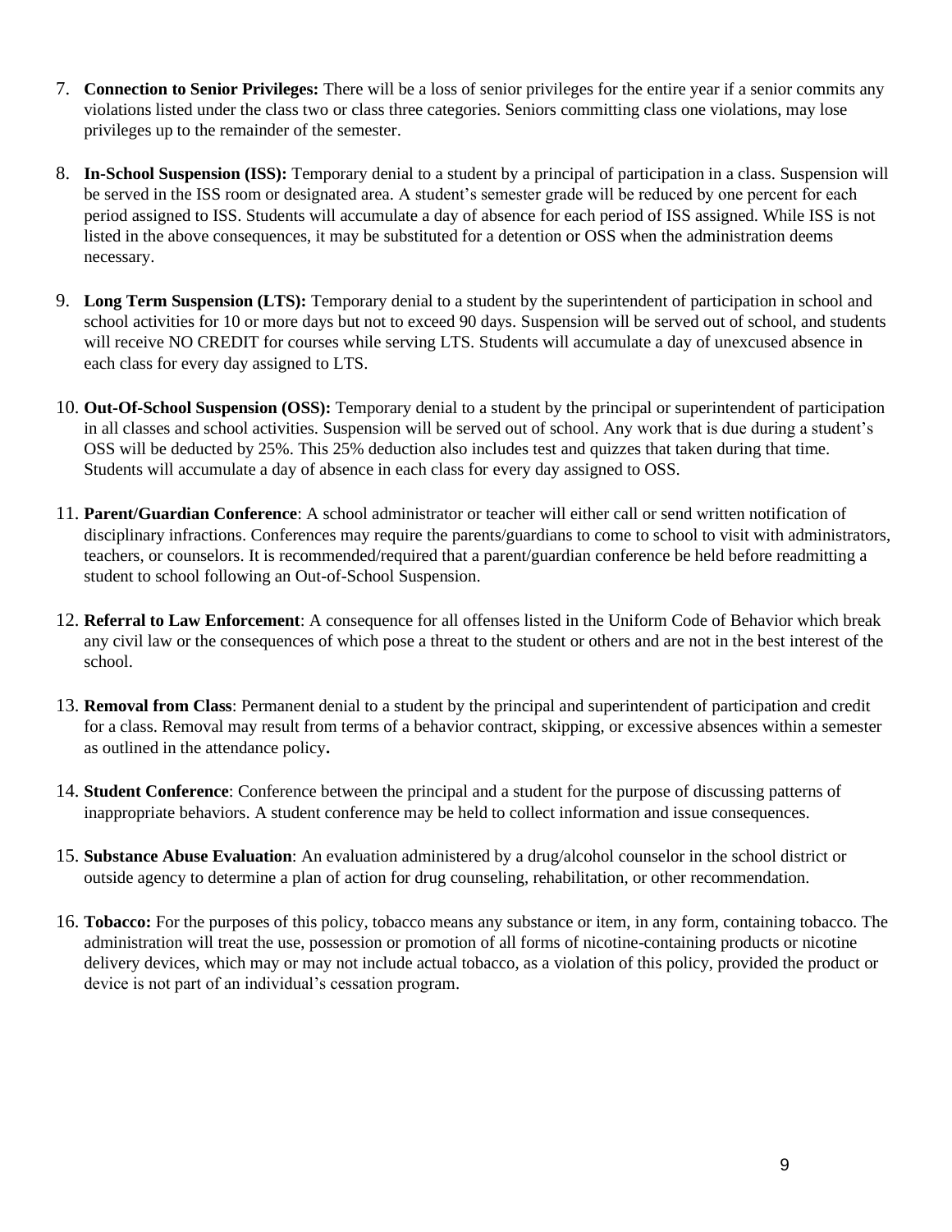7. **Connection to Senior Privileges:** There will be a loss of senior privileges for the entire year if a senior commits any violations listed under the class two or class three categories. Seniors committing class one violations, may lose privileges up to the remainder of the semester.

8. **In-School Suspension (ISS):** Temporary denial to a student by a principal of participation in a class. Suspension will be served in the ISS room or designated area. A student's semester grade will be reduced by one percent for each period assigned to ISS. Students will accumulate a day of absence for each period of ISS assigned. While ISS is not listed in the above consequences, it may be substituted for a detention or OSS when the administration deems necessary.

9. **Long Term Suspension (LTS):** Temporary denial to a student by the superintendent of participation in school and school activities for 10 or more days but not to exceed 90 days. Suspension will be served out of school, and students will receive NO CREDIT for courses while serving LTS. Students will accumulate a day of unexcused absence in each class for every day assigned to LTS.

10. **Out-Of-School Suspension (OSS):** Temporary denial to a student by the principal or superintendent of participation in all classes and school activities. Suspension will be served out of school. Any work that is due during a student's OSS will be deducted by 25%. This 25% deduction also includes test and quizzes that taken during that time. Students will accumulate a day of absence in each class for every day assigned to OSS.

11. **Parent/Guardian Conference**: A school administrator or teacher will either call or send written notification of disciplinary infractions. Conferences may require the parents/guardians to come to school to visit with administrators, teachers, or counselors. It is recommended/required that a parent/guardian conference be held before readmitting a student to school following an Out-of-School Suspension.

12. **Referral to Law Enforcement**: A consequence for all offenses listed in the Uniform Code of Behavior which break any civil law or the consequences of which pose a threat to the student or others and are not in the best interest of the school.

13. **Removal from Class**: Permanent denial to a student by the principal and superintendent of participation and credit for a class. Removal may result from terms of a behavior contract, skipping, or excessive absences within a semester as outlined in the attendance policy**.**

14. **Student Conference**: Conference between the principal and a student for the purpose of discussing patterns of inappropriate behaviors. A student conference may be held to collect information and issue consequences.

15. **Substance Abuse Evaluation**: An evaluation administered by a drug/alcohol counselor in the school district or outside agency to determine a plan of action for drug counseling, rehabilitation, or other recommendation.

16. **Tobacco:** For the purposes of this policy, tobacco means any substance or item, in any form, containing tobacco. The administration will treat the use, possession or promotion of all forms of nicotine-containing products or nicotine delivery devices, which may or may not include actual tobacco, as a violation of this policy, provided the product or device is not part of an individual's cessation program.